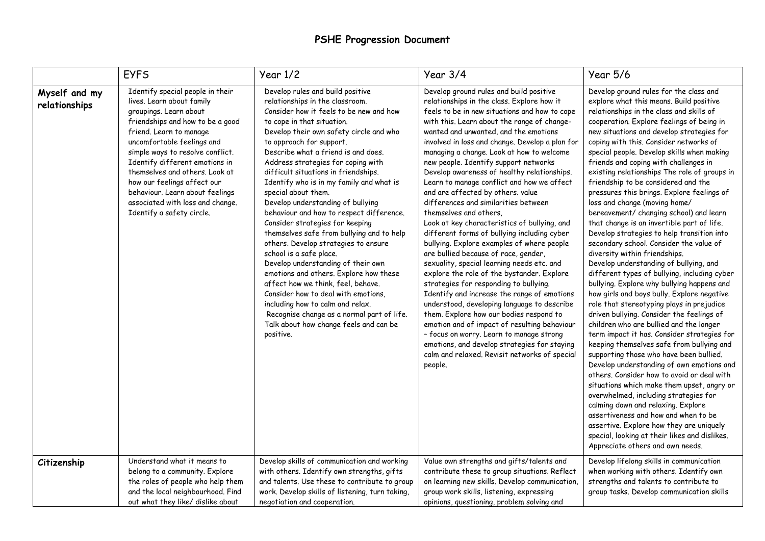# PSHE Progression Document

| | EYFS | Year 1/2 | Year 3/4 | Year 5/6 |
|---|---|---|---|---|
| **Myself and my relationships** | Identify special people in their lives. Learn about family groupings. Learn about friendships and how to be a good friend. Learn to manage uncomfortable feelings and simple ways to resolve conflict. Identify different emotions in themselves and others. Look at how our feelings affect our behaviour. Learn about feelings associated with loss and change. Identify a safety circle. | Develop rules and build positive relationships in the classroom. Consider how it feels to be new and how to cope in that situation. Develop their own safety circle and who to approach for support. Describe what a friend is and does. Address strategies for coping with difficult situations in friendships. Identify who is in my family and what is special about them. Develop understanding of bullying behaviour and how to respect difference. Consider strategies for keeping themselves safe from bullying and to help others. Develop strategies to ensure school is a safe place. Develop understanding of their own emotions and others. Explore how these affect how we think, feel, behave. Consider how to deal with emotions, including how to calm and relax. Recognise change as a normal part of life. Talk about how change feels and can be positive. | Develop ground rules and build positive relationships in the class. Explore how it feels to be in new situations and how to cope with this. Learn about the range of change-wanted and unwanted, and the emotions involved in loss and change. Develop a plan for managing a change. Look at how to welcome new people. Identify support networks Develop awareness of healthy relationships. Learn to manage conflict and how we affect and are affected by others. value differences and similarities between themselves and others, Look at key characteristics of bullying, and different forms of bullying including cyber bullying. Explore examples of where people are bullied because of race, gender, sexuality, special learning needs etc. and explore the role of the bystander. Explore strategies for responding to bullying. Identify and increase the range of emotions understood, developing language to describe them. Explore how our bodies respond to emotion and of impact of resulting behaviour – focus on worry. Learn to manage strong emotions, and develop strategies for staying calm and relaxed. Revisit networks of special people. | Develop ground rules for the class and explore what this means. Build positive relationships in the class and skills of cooperation. Explore feelings of being in new situations and develop strategies for coping with this. Consider networks of special people. Develop skills when making friends and coping with challenges in existing relationships The role of groups in friendship to be considered and the pressures this brings. Explore feelings of loss and change (moving home/ bereavement/ changing school) and learn that change is an invertible part of life. Develop strategies to help transition into secondary school. Consider the value of diversity within friendships. Develop understanding of bullying, and different types of bullying, including cyber bullying. Explore why bullying happens and how girls and boys bully. Explore negative role that stereotyping plays in prejudice driven bullying. Consider the feelings of children who are bullied and the longer term impact it has. Consider strategies for keeping themselves safe from bullying and supporting those who have been bullied. Develop understanding of own emotions and others. Consider how to avoid or deal with situations which make them upset, angry or overwhelmed, including strategies for calming down and relaxing. Explore assertiveness and how and when to be assertive. Explore how they are uniquely special, looking at their likes and dislikes. Appreciate others and own needs. |
| **Citizenship** | Understand what it means to belong to a community. Explore the roles of people who help them and the local neighbourhood. Find out what they like/ dislike about | Develop skills of communication and working with others. Identify own strengths, gifts and talents. Use these to contribute to group work. Develop skills of listening, turn taking, negotiation and cooperation. | Value own strengths and gifts/talents and contribute these to group situations. Reflect on learning new skills. Develop communication, group work skills, listening, expressing opinions, questioning, problem solving and | Develop lifelong skills in communication when working with others. Identify own strengths and talents to contribute to group tasks. Develop communication skills |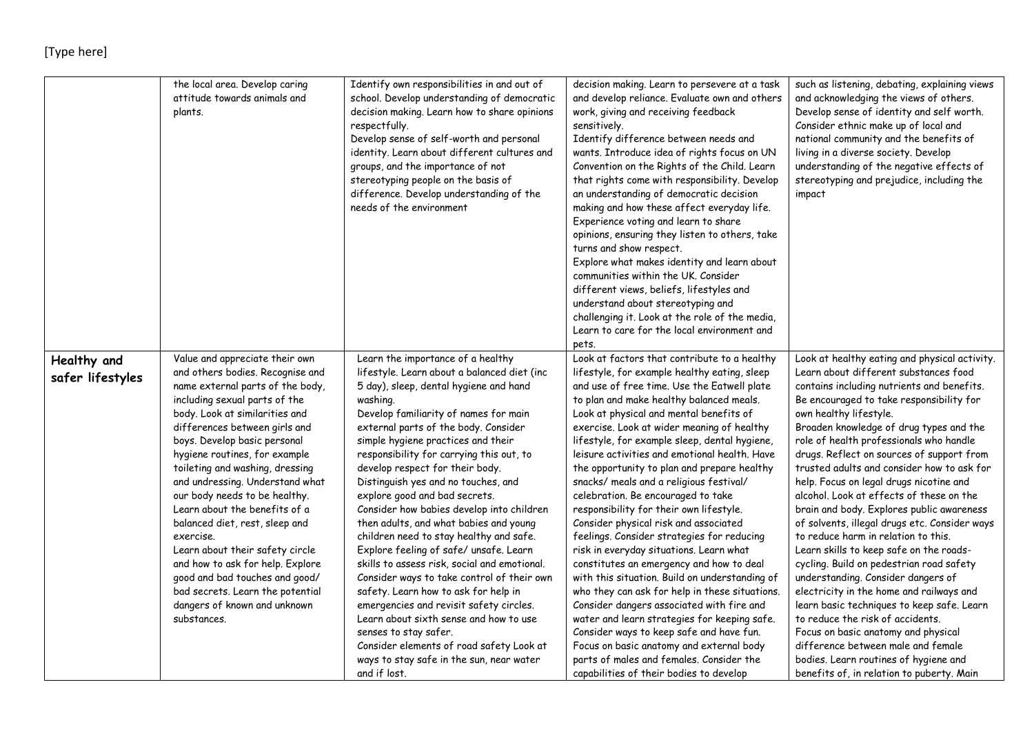| | | | | |
|---|---|---|---|---|
| | the local area. Develop caring attitude towards animals and plants. | Identify own responsibilities in and out of school. Develop understanding of democratic decision making. Learn how to share opinions respectfully.<br>Develop sense of self-worth and personal identity. Learn about different cultures and groups, and the importance of not stereotyping people on the basis of difference. Develop understanding of the needs of the environment | decision making. Learn to persevere at a task and develop reliance. Evaluate own and others work, giving and receiving feedback sensitively.<br>Identify difference between needs and wants. Introduce idea of rights focus on UN Convention on the Rights of the Child. Learn that rights come with responsibility. Develop an understanding of democratic decision making and how these affect everyday life. Experience voting and learn to share opinions, ensuring they listen to others, take turns and show respect.<br>Explore what makes identity and learn about communities within the UK. Consider different views, beliefs, lifestyles and understand about stereotyping and challenging it. Look at the role of the media, Learn to care for the local environment and pets. | such as listening, debating, explaining views and acknowledging the views of others. Develop sense of identity and self worth. Consider ethnic make up of local and national community and the benefits of living in a diverse society. Develop understanding of the negative effects of stereotyping and prejudice, including the impact |
| **Healthy and safer lifestyles** | Value and appreciate their own and others bodies. Recognise and name external parts of the body, including sexual parts of the body. Look at similarities and differences between girls and boys. Develop basic personal hygiene routines, for example toileting and washing, dressing and undressing. Understand what our body needs to be healthy. Learn about the benefits of a balanced diet, rest, sleep and exercise.<br>Learn about their safety circle and how to ask for help. Explore good and bad touches and good/ bad secrets. Learn the potential dangers of known and unknown substances. | Learn the importance of a healthy lifestyle. Learn about a balanced diet (inc 5 day), sleep, dental hygiene and hand washing.<br>Develop familiarity of names for main external parts of the body. Consider simple hygiene practices and their responsibility for carrying this out, to develop respect for their body.<br>Distinguish yes and no touches, and explore good and bad secrets.<br>Consider how babies develop into children then adults, and what babies and young children need to stay healthy and safe.<br>Explore feeling of safe/ unsafe. Learn skills to assess risk, social and emotional. Consider ways to take control of their own safety. Learn how to ask for help in emergencies and revisit safety circles.<br>Learn about sixth sense and how to use senses to stay safer.<br>Consider elements of road safety Look at ways to stay safe in the sun, near water and if lost. | Look at factors that contribute to a healthy lifestyle, for example healthy eating, sleep and use of free time. Use the Eatwell plate to plan and make healthy balanced meals. Look at physical and mental benefits of exercise. Look at wider meaning of healthy lifestyle, for example sleep, dental hygiene, leisure activities and emotional health. Have the opportunity to plan and prepare healthy snacks/ meals and a religious festival/ celebration. Be encouraged to take responsibility for their own lifestyle. Consider physical risk and associated feelings. Consider strategies for reducing risk in everyday situations. Learn what constitutes an emergency and how to deal with this situation. Build on understanding of who they can ask for help in these situations. Consider dangers associated with fire and water and learn strategies for keeping safe. Consider ways to keep safe and have fun. Focus on basic anatomy and external body parts of males and females. Consider the capabilities of their bodies to develop | Look at healthy eating and physical activity. Learn about different substances food contains including nutrients and benefits. Be encouraged to take responsibility for own healthy lifestyle.<br>Broaden knowledge of drug types and the role of health professionals who handle drugs. Reflect on sources of support from trusted adults and consider how to ask for help. Focus on legal drugs nicotine and alcohol. Look at effects of these on the brain and body. Explores public awareness of solvents, illegal drugs etc. Consider ways to reduce harm in relation to this.<br>Learn skills to keep safe on the roads- cycling. Build on pedestrian road safety understanding. Consider dangers of electricity in the home and railways and learn basic techniques to keep safe. Learn to reduce the risk of accidents.<br>Focus on basic anatomy and physical difference between male and female bodies. Learn routines of hygiene and benefits of, in relation to puberty. Main |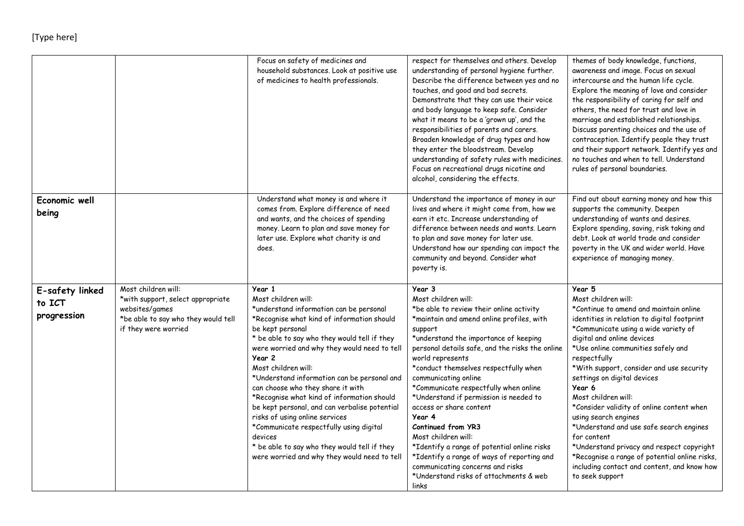[Type here]

| | | | | |
|---|---|---|---|---|
| | | Focus on safety of medicines and household substances. Look at positive use of medicines to health professionals. | respect for themselves and others. Develop understanding of personal hygiene further. Describe the difference between yes and no touches, and good and bad secrets. Demonstrate that they can use their voice and body language to keep safe. Consider what it means to be a 'grown up', and the responsibilities of parents and carers. Broaden knowledge of drug types and how they enter the bloodstream. Develop understanding of safety rules with medicines. Focus on recreational drugs nicotine and alcohol, considering the effects. | themes of body knowledge, functions, awareness and image. Focus on sexual intercourse and the human life cycle. Explore the meaning of love and consider the responsibility of caring for self and others, the need for trust and love in marriage and established relationships. Discuss parenting choices and the use of contraception. Identify people they trust and their support network. Identify yes and no touches and when to tell. Understand rules of personal boundaries. |
| **Economic well being** | | Understand what money is and where it comes from. Explore difference of need and wants, and the choices of spending money. Learn to plan and save money for later use. Explore what charity is and does. | Understand the importance of money in our lives and where it might come from, how we earn it etc. Increase understanding of difference between needs and wants. Learn to plan and save money for later use. Understand how our spending can impact the community and beyond. Consider what poverty is. | Find out about earning money and how this supports the community. Deepen understanding of wants and desires. Explore spending, saving, risk taking and debt. Look at world trade and consider poverty in the UK and wider world. Have experience of managing money. |
| **E-safety linked to ICT progression** | Most children will:<br>*with support, select appropriate websites/games<br>*be able to say who they would tell if they were worried | **Year 1**<br>Most children will:<br>*understand information can be personal<br>*Recognise what kind of information should be kept personal<br>* be able to say who they would tell if they were worried and why they would need to tell<br>**Year 2**<br>Most children will:<br>*Understand information can be personal and can choose who they share it with<br>*Recognise what kind of information should be kept personal, and can verbalise potential risks of using online services<br>*Communicate respectfully using digital devices<br>* be able to say who they would tell if they were worried and why they would need to tell | **Year 3**<br>Most children will:<br>*be able to review their online activity<br>*maintain and amend online profiles, with support<br>*understand the importance of keeping personal details safe, and the risks the online world represents<br>*conduct themselves respectfully when communicating online<br>*Communicate respectfully when online<br>*Understand if permission is needed to access or share content<br>**Year 4**<br>**Continued from YR3**<br>Most children will:<br>*Identify a range of potential online risks<br>*Identify a range of ways of reporting and communicating concerns and risks<br>*Understand risks of attachments & web links | **Year 5**<br>Most children will:<br>*Continue to amend and maintain online identities in relation to digital footprint<br>*Communicate using a wide variety of digital and online devices<br>*Use online communities safely and respectfully<br>*With support, consider and use security settings on digital devices<br>**Year 6**<br>Most children will:<br>*Consider validity of online content when using search engines<br>*Understand and use safe search engines for content<br>*Understand privacy and respect copyright<br>*Recognise a range of potential online risks, including contact and content, and know how to seek support |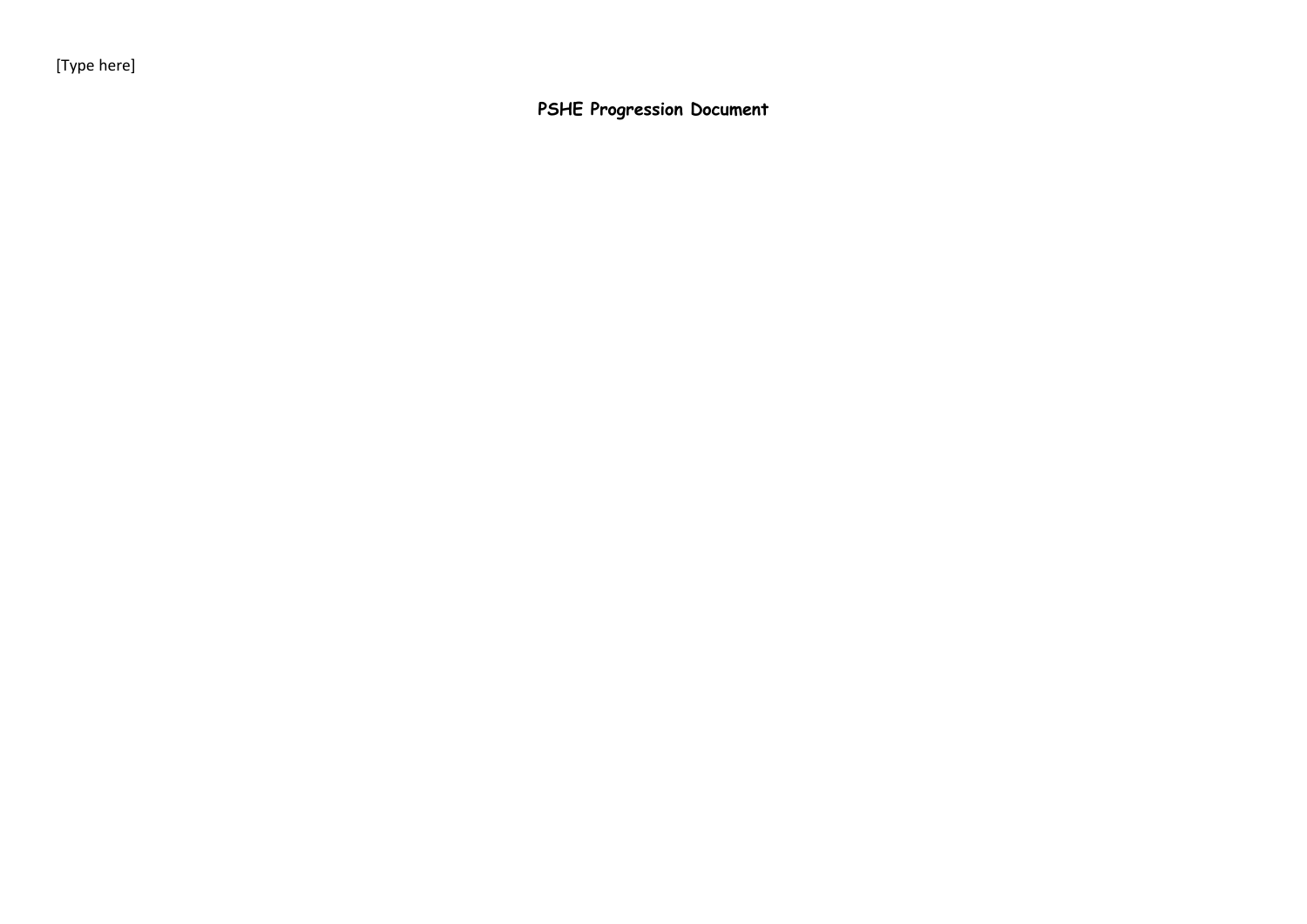# PSHE Progression Document